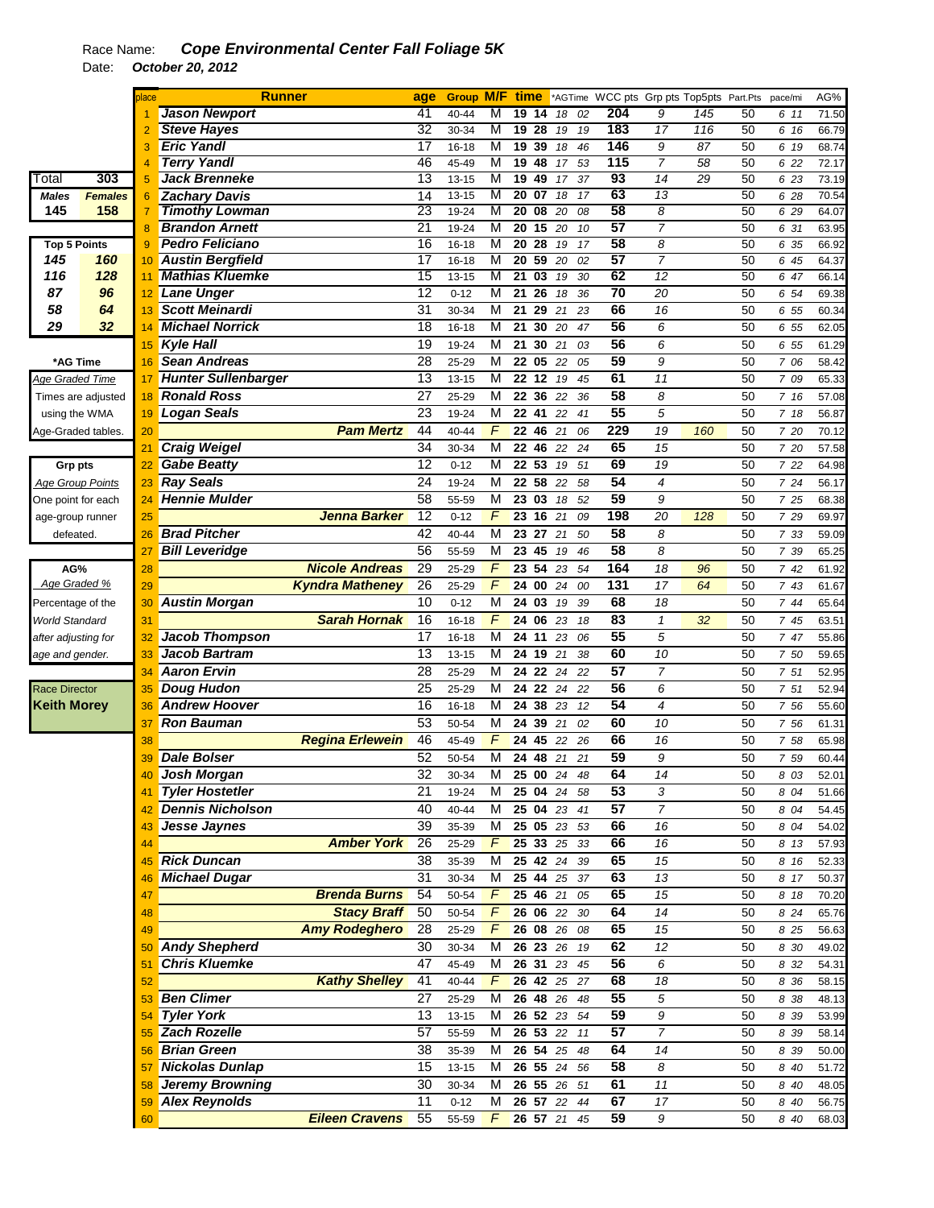Race Name: ***Cope Environmental Center Fall Foliage 5K***

Date: ***October 20, 2012***

| Total | 303 |
|---|---|
| **Males** | **Females** |
| 145 | 158 |

| Top 5 Points | |
|---|---|
| 145 | 160 |
| 116 | 128 |
| 87 | 96 |
| 58 | 64 |
| 29 | 32 |

**\*AG Time**
Age Graded Time
Times are adjusted using the WMA Age-Graded tables.

**Grp pts**
Age Group Points
One point for each age-group runner defeated.

**AG%**
Age Graded %
Percentage of the World Standard after adjusting for age and gender.

Race Director
**Keith Morey**

| place | Runner | age | Group | M/F | time | *AGTime | WCC pts | Grp pts | Top5pts | Part.Pts | pace/mi | AG% |
|---|---|---|---|---|---|---|---|---|---|---|---|---|
| 1 | Jason Newport | 41 | 40-44 | M | 19 14 | 18 02 | 204 | 9 | 145 | 50 | 6 11 | 71.50 |
| 2 | Steve Hayes | 32 | 30-34 | M | 19 28 | 19 19 | 183 | 17 | 116 | 50 | 6 16 | 66.79 |
| 3 | Eric Yandl | 17 | 16-18 | M | 19 39 | 18 46 | 146 | 9 | 87 | 50 | 6 19 | 68.74 |
| 4 | Terry Yandl | 46 | 45-49 | M | 19 48 | 17 53 | 115 | 7 | 58 | 50 | 6 22 | 72.17 |
| 5 | Jack Brenneke | 13 | 13-15 | M | 19 49 | 17 37 | 93 | 14 | 29 | 50 | 6 23 | 73.19 |
| 6 | Zachary Davis | 14 | 13-15 | M | 20 07 | 18 17 | 63 | 13 | | 50 | 6 28 | 70.54 |
| 7 | Timothy Lowman | 23 | 19-24 | M | 20 08 | 20 08 | 58 | 8 | | 50 | 6 29 | 64.07 |
| 8 | Brandon Arnett | 21 | 19-24 | M | 20 15 | 20 10 | 57 | 7 | | 50 | 6 31 | 63.95 |
| 9 | Pedro Feliciano | 16 | 16-18 | M | 20 28 | 19 17 | 58 | 8 | | 50 | 6 35 | 66.92 |
| 10 | Austin Bergfield | 17 | 16-18 | M | 20 59 | 20 02 | 57 | 7 | | 50 | 6 45 | 64.37 |
| 11 | Mathias Kluemke | 15 | 13-15 | M | 21 03 | 19 30 | 62 | 12 | | 50 | 6 47 | 66.14 |
| 12 | Lane Unger | 12 | 0-12 | M | 21 26 | 18 36 | 70 | 20 | | 50 | 6 54 | 69.38 |
| 13 | Scott Meinardi | 31 | 30-34 | M | 21 29 | 21 23 | 66 | 16 | | 50 | 6 55 | 60.34 |
| 14 | Michael Norrick | 18 | 16-18 | M | 21 30 | 20 47 | 56 | 6 | | 50 | 6 55 | 62.05 |
| 15 | Kyle Hall | 19 | 19-24 | M | 21 30 | 21 03 | 56 | 6 | | 50 | 6 55 | 61.29 |
| 16 | Sean Andreas | 28 | 25-29 | M | 22 05 | 22 05 | 59 | 9 | | 50 | 7 06 | 58.42 |
| 17 | Hunter Sullenbarger | 13 | 13-15 | M | 22 12 | 19 45 | 61 | 11 | | 50 | 7 09 | 65.33 |
| 18 | Ronald Ross | 27 | 25-29 | M | 22 36 | 22 36 | 58 | 8 | | 50 | 7 16 | 57.08 |
| 19 | Logan Seals | 23 | 19-24 | M | 22 41 | 22 41 | 55 | 5 | | 50 | 7 18 | 56.87 |
| 20 | Pam Mertz | 44 | 40-44 | F | 22 46 | 21 06 | 229 | 19 | 160 | 50 | 7 20 | 70.12 |
| 21 | Craig Weigel | 34 | 30-34 | M | 22 46 | 22 24 | 65 | 15 | | 50 | 7 20 | 57.58 |
| 22 | Gabe Beatty | 12 | 0-12 | M | 22 53 | 19 51 | 69 | 19 | | 50 | 7 22 | 64.98 |
| 23 | Ray Seals | 24 | 19-24 | M | 22 58 | 22 58 | 54 | 4 | | 50 | 7 24 | 56.17 |
| 24 | Hennie Mulder | 58 | 55-59 | M | 23 03 | 18 52 | 59 | 9 | | 50 | 7 25 | 68.38 |
| 25 | Jenna Barker | 12 | 0-12 | F | 23 16 | 21 09 | 198 | 20 | 128 | 50 | 7 29 | 69.97 |
| 26 | Brad Pitcher | 42 | 40-44 | M | 23 27 | 21 50 | 58 | 8 | | 50 | 7 33 | 59.09 |
| 27 | Bill Leveridge | 56 | 55-59 | M | 23 45 | 19 46 | 58 | 8 | | 50 | 7 39 | 65.25 |
| 28 | Nicole Andreas | 29 | 25-29 | F | 23 54 | 23 54 | 164 | 18 | 96 | 50 | 7 42 | 61.92 |
| 29 | Kyndra Matheney | 26 | 25-29 | F | 24 00 | 24 00 | 131 | 17 | 64 | 50 | 7 43 | 61.67 |
| 30 | Austin Morgan | 10 | 0-12 | M | 24 03 | 19 39 | 68 | 18 | | 50 | 7 44 | 65.64 |
| 31 | Sarah Hornak | 16 | 16-18 | F | 24 06 | 23 18 | 83 | 1 | 32 | 50 | 7 45 | 63.51 |
| 32 | Jacob Thompson | 17 | 16-18 | M | 24 11 | 23 06 | 55 | 5 | | 50 | 7 47 | 55.86 |
| 33 | Jacob Bartram | 13 | 13-15 | M | 24 19 | 21 38 | 60 | 10 | | 50 | 7 50 | 59.65 |
| 34 | Aaron Ervin | 28 | 25-29 | M | 24 22 | 24 22 | 57 | 7 | | 50 | 7 51 | 52.95 |
| 35 | Doug Hudon | 25 | 25-29 | M | 24 22 | 24 22 | 56 | 6 | | 50 | 7 51 | 52.94 |
| 36 | Andrew Hoover | 16 | 16-18 | M | 24 38 | 23 12 | 54 | 4 | | 50 | 7 56 | 55.60 |
| 37 | Ron Bauman | 53 | 50-54 | M | 24 39 | 21 02 | 60 | 10 | | 50 | 7 56 | 61.31 |
| 38 | Regina Erlewein | 46 | 45-49 | F | 24 45 | 22 26 | 66 | 16 | | 50 | 7 58 | 65.98 |
| 39 | Dale Bolser | 52 | 50-54 | M | 24 48 | 21 21 | 59 | 9 | | 50 | 7 59 | 60.44 |
| 40 | Josh Morgan | 32 | 30-34 | M | 25 00 | 24 48 | 64 | 14 | | 50 | 8 03 | 52.01 |
| 41 | Tyler Hostetler | 21 | 19-24 | M | 25 04 | 24 58 | 53 | 3 | | 50 | 8 04 | 51.66 |
| 42 | Dennis Nicholson | 40 | 40-44 | M | 25 04 | 23 41 | 57 | 7 | | 50 | 8 04 | 54.45 |
| 43 | Jesse Jaynes | 39 | 35-39 | M | 25 05 | 23 53 | 66 | 16 | | 50 | 8 04 | 54.02 |
| 44 | Amber York | 26 | 25-29 | F | 25 33 | 25 33 | 66 | 16 | | 50 | 8 13 | 57.93 |
| 45 | Rick Duncan | 38 | 35-39 | M | 25 42 | 24 39 | 65 | 15 | | 50 | 8 16 | 52.33 |
| 46 | Michael Dugar | 31 | 30-34 | M | 25 44 | 25 37 | 63 | 13 | | 50 | 8 17 | 50.37 |
| 47 | Brenda Burns | 54 | 50-54 | F | 25 46 | 21 05 | 65 | 15 | | 50 | 8 18 | 70.20 |
| 48 | Stacy Braff | 50 | 50-54 | F | 26 06 | 22 30 | 64 | 14 | | 50 | 8 24 | 65.76 |
| 49 | Amy Rodeghero | 28 | 25-29 | F | 26 08 | 26 08 | 65 | 15 | | 50 | 8 25 | 56.63 |
| 50 | Andy Shepherd | 30 | 30-34 | M | 26 23 | 26 19 | 62 | 12 | | 50 | 8 30 | 49.02 |
| 51 | Chris Kluemke | 47 | 45-49 | M | 26 31 | 23 45 | 56 | 6 | | 50 | 8 32 | 54.31 |
| 52 | Kathy Shelley | 41 | 40-44 | F | 26 42 | 25 27 | 68 | 18 | | 50 | 8 36 | 58.15 |
| 53 | Ben Climer | 27 | 25-29 | M | 26 48 | 26 48 | 55 | 5 | | 50 | 8 38 | 48.13 |
| 54 | Tyler York | 13 | 13-15 | M | 26 52 | 23 54 | 59 | 9 | | 50 | 8 39 | 53.99 |
| 55 | Zach Rozelle | 57 | 55-59 | M | 26 53 | 22 11 | 57 | 7 | | 50 | 8 39 | 58.14 |
| 56 | Brian Green | 38 | 35-39 | M | 26 54 | 25 48 | 64 | 14 | | 50 | 8 39 | 50.00 |
| 57 | Nickolas Dunlap | 15 | 13-15 | M | 26 55 | 24 56 | 58 | 8 | | 50 | 8 40 | 51.72 |
| 58 | Jeremy Browning | 30 | 30-34 | M | 26 55 | 26 51 | 61 | 11 | | 50 | 8 40 | 48.05 |
| 59 | Alex Reynolds | 11 | 0-12 | M | 26 57 | 22 44 | 67 | 17 | | 50 | 8 40 | 56.75 |
| 60 | Eileen Cravens | 55 | 55-59 | F | 26 57 | 21 45 | 59 | 9 | | 50 | 8 40 | 68.03 |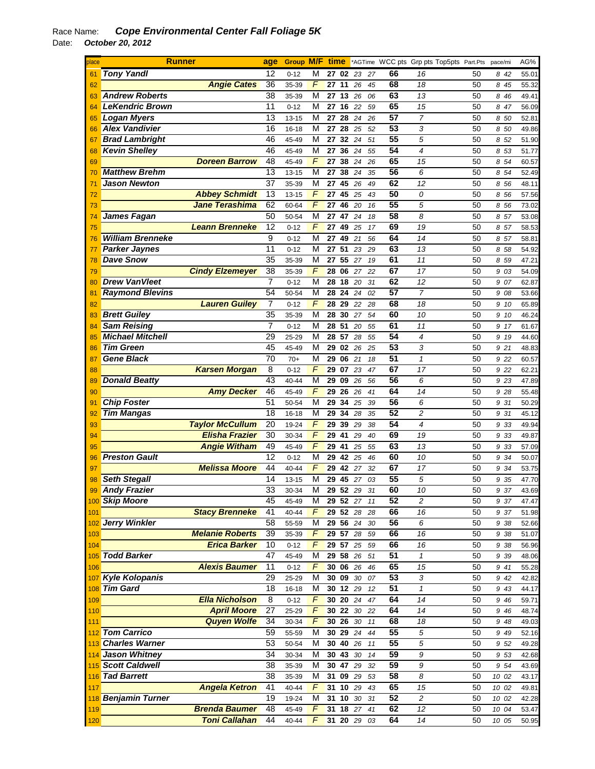Race Name: ***Cope Environmental Center Fall Foliage 5K***

Date: ***October 20, 2012***

| place | Runner | age | Group | M/F | time | *AGTime | WCC pts | Grp pts | Top5pts | Part.Pts | pace/mi | AG% |
|---|---|---|---|---|---|---|---|---|---|---|---|---|
| 61 | Tony Yandl | 12 | 0-12 | M | 27 02 | 23 27 | 66 | 16 | | 50 | 8 42 | 55.01 |
| 62 | Angie Cates | 36 | 35-39 | F | 27 11 | 26 45 | 68 | 18 | | 50 | 8 45 | 55.32 |
| 63 | Andrew Roberts | 38 | 35-39 | M | 27 13 | 26 06 | 63 | 13 | | 50 | 8 46 | 49.41 |
| 64 | LeKendric Brown | 11 | 0-12 | M | 27 16 | 22 59 | 65 | 15 | | 50 | 8 47 | 56.09 |
| 65 | Logan Myers | 13 | 13-15 | M | 27 28 | 24 26 | 57 | 7 | | 50 | 8 50 | 52.81 |
| 66 | Alex Vandivier | 16 | 16-18 | M | 27 28 | 25 52 | 53 | 3 | | 50 | 8 50 | 49.86 |
| 67 | Brad Lambright | 46 | 45-49 | M | 27 32 | 24 51 | 55 | 5 | | 50 | 8 52 | 51.90 |
| 68 | Kevin Shelley | 46 | 45-49 | M | 27 36 | 24 55 | 54 | 4 | | 50 | 8 53 | 51.77 |
| 69 | Doreen Barrow | 48 | 45-49 | F | 27 38 | 24 26 | 65 | 15 | | 50 | 8 54 | 60.57 |
| 70 | Matthew Brehm | 13 | 13-15 | M | 27 38 | 24 35 | 56 | 6 | | 50 | 8 54 | 52.49 |
| 71 | Jason Newton | 37 | 35-39 | M | 27 45 | 26 49 | 62 | 12 | | 50 | 8 56 | 48.11 |
| 72 | Abbey Schmidt | 13 | 13-15 | F | 27 45 | 25 43 | 50 | 0 | | 50 | 8 56 | 57.56 |
| 73 | Jane Terashima | 62 | 60-64 | F | 27 46 | 20 16 | 55 | 5 | | 50 | 8 56 | 73.02 |
| 74 | James Fagan | 50 | 50-54 | M | 27 47 | 24 18 | 58 | 8 | | 50 | 8 57 | 53.08 |
| 75 | Leann Brenneke | 12 | 0-12 | F | 27 49 | 25 17 | 69 | 19 | | 50 | 8 57 | 58.53 |
| 76 | William Brenneke | 9 | 0-12 | M | 27 49 | 21 56 | 64 | 14 | | 50 | 8 57 | 58.81 |
| 77 | Parker Jaynes | 11 | 0-12 | M | 27 51 | 23 29 | 63 | 13 | | 50 | 8 58 | 54.92 |
| 78 | Dave Snow | 35 | 35-39 | M | 27 55 | 27 19 | 61 | 11 | | 50 | 8 59 | 47.21 |
| 79 | Cindy Elzemeyer | 38 | 35-39 | F | 28 06 | 27 22 | 67 | 17 | | 50 | 9 03 | 54.09 |
| 80 | Drew VanVleet | 7 | 0-12 | M | 28 18 | 20 31 | 62 | 12 | | 50 | 9 07 | 62.87 |
| 81 | Raymond Blevins | 54 | 50-54 | M | 28 24 | 24 02 | 57 | 7 | | 50 | 9 08 | 53.66 |
| 82 | Lauren Guiley | 7 | 0-12 | F | 28 29 | 22 28 | 68 | 18 | | 50 | 9 10 | 65.89 |
| 83 | Brett Guiley | 35 | 35-39 | M | 28 30 | 27 54 | 60 | 10 | | 50 | 9 10 | 46.24 |
| 84 | Sam Reising | 7 | 0-12 | M | 28 51 | 20 55 | 61 | 11 | | 50 | 9 17 | 61.67 |
| 85 | Michael Mitchell | 29 | 25-29 | M | 28 57 | 28 55 | 54 | 4 | | 50 | 9 19 | 44.60 |
| 86 | Tim Green | 45 | 45-49 | M | 29 02 | 26 25 | 53 | 3 | | 50 | 9 21 | 48.83 |
| 87 | Gene Black | 70 | 70+ | M | 29 06 | 21 18 | 51 | 1 | | 50 | 9 22 | 60.57 |
| 88 | Karsen Morgan | 8 | 0-12 | F | 29 07 | 23 47 | 67 | 17 | | 50 | 9 22 | 62.21 |
| 89 | Donald Beatty | 43 | 40-44 | M | 29 09 | 26 56 | 56 | 6 | | 50 | 9 23 | 47.89 |
| 90 | Amy Decker | 46 | 45-49 | F | 29 26 | 26 41 | 64 | 14 | | 50 | 9 28 | 55.48 |
| 91 | Chip Foster | 51 | 50-54 | M | 29 34 | 25 39 | 56 | 6 | | 50 | 9 31 | 50.29 |
| 92 | Tim Mangas | 18 | 16-18 | M | 29 34 | 28 35 | 52 | 2 | | 50 | 9 31 | 45.12 |
| 93 | Taylor McCullum | 20 | 19-24 | F | 29 39 | 29 38 | 54 | 4 | | 50 | 9 33 | 49.94 |
| 94 | Elisha Frazier | 30 | 30-34 | F | 29 41 | 29 40 | 69 | 19 | | 50 | 9 33 | 49.87 |
| 95 | Angie Witham | 49 | 45-49 | F | 29 41 | 25 55 | 63 | 13 | | 50 | 9 33 | 57.09 |
| 96 | Preston Gault | 12 | 0-12 | M | 29 42 | 25 46 | 60 | 10 | | 50 | 9 34 | 50.07 |
| 97 | Melissa Moore | 44 | 40-44 | F | 29 42 | 27 32 | 67 | 17 | | 50 | 9 34 | 53.75 |
| 98 | Seth Stegall | 14 | 13-15 | M | 29 45 | 27 03 | 55 | 5 | | 50 | 9 35 | 47.70 |
| 99 | Andy Frazier | 33 | 30-34 | M | 29 52 | 29 31 | 60 | 10 | | 50 | 9 37 | 43.69 |
| 100 | Skip Moore | 45 | 45-49 | M | 29 52 | 27 11 | 52 | 2 | | 50 | 9 37 | 47.47 |
| 101 | Stacy Brenneke | 41 | 40-44 | F | 29 52 | 28 28 | 66 | 16 | | 50 | 9 37 | 51.98 |
| 102 | Jerry Winkler | 58 | 55-59 | M | 29 56 | 24 30 | 56 | 6 | | 50 | 9 38 | 52.66 |
| 103 | Melanie Roberts | 39 | 35-39 | F | 29 57 | 28 59 | 66 | 16 | | 50 | 9 38 | 51.07 |
| 104 | Erica Barker | 10 | 0-12 | F | 29 57 | 25 59 | 66 | 16 | | 50 | 9 38 | 56.96 |
| 105 | Todd Barker | 47 | 45-49 | M | 29 58 | 26 51 | 51 | 1 | | 50 | 9 39 | 48.06 |
| 106 | Alexis Baumer | 11 | 0-12 | F | 30 06 | 26 46 | 65 | 15 | | 50 | 9 41 | 55.28 |
| 107 | Kyle Kolopanis | 29 | 25-29 | M | 30 09 | 30 07 | 53 | 3 | | 50 | 9 42 | 42.82 |
| 108 | Tim Gard | 18 | 16-18 | M | 30 12 | 29 12 | 51 | 1 | | 50 | 9 43 | 44.17 |
| 109 | Ella Nicholson | 8 | 0-12 | F | 30 20 | 24 47 | 64 | 14 | | 50 | 9 46 | 59.71 |
| 110 | April Moore | 27 | 25-29 | F | 30 22 | 30 22 | 64 | 14 | | 50 | 9 46 | 48.74 |
| 111 | Quyen Wolfe | 34 | 30-34 | F | 30 26 | 30 11 | 68 | 18 | | 50 | 9 48 | 49.03 |
| 112 | Tom Carrico | 59 | 55-59 | M | 30 29 | 24 44 | 55 | 5 | | 50 | 9 49 | 52.16 |
| 113 | Charles Warner | 53 | 50-54 | M | 30 40 | 26 11 | 55 | 5 | | 50 | 9 52 | 49.28 |
| 114 | Jason Whitney | 34 | 30-34 | M | 30 43 | 30 14 | 59 | 9 | | 50 | 9 53 | 42.68 |
| 115 | Scott Caldwell | 38 | 35-39 | M | 30 47 | 29 32 | 59 | 9 | | 50 | 9 54 | 43.69 |
| 116 | Tad Barrett | 38 | 35-39 | M | 31 09 | 29 53 | 58 | 8 | | 50 | 10 02 | 43.17 |
| 117 | Angela Ketron | 41 | 40-44 | F | 31 10 | 29 43 | 65 | 15 | | 50 | 10 02 | 49.81 |
| 118 | Benjamin Turner | 19 | 19-24 | M | 31 10 | 30 31 | 52 | 2 | | 50 | 10 02 | 42.28 |
| 119 | Brenda Baumer | 48 | 45-49 | F | 31 18 | 27 41 | 62 | 12 | | 50 | 10 04 | 53.47 |
| 120 | Toni Callahan | 44 | 40-44 | F | 31 20 | 29 03 | 64 | 14 | | 50 | 10 05 | 50.95 |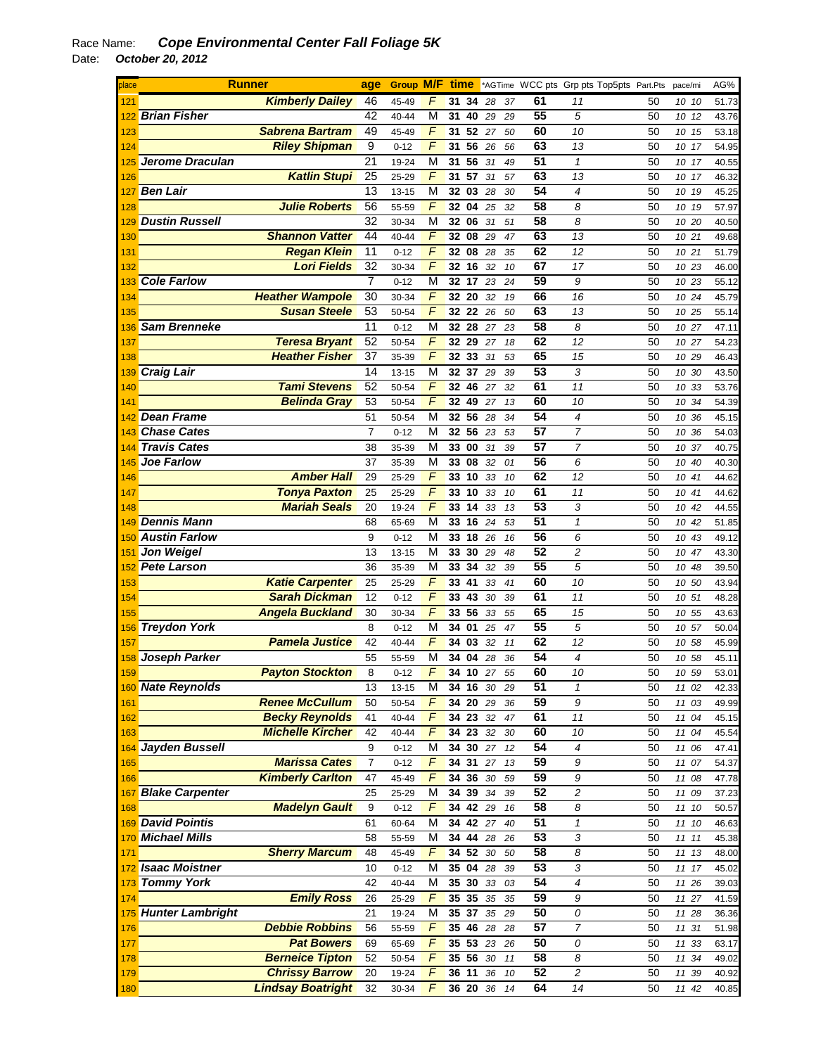Race Name: ***Cope Environmental Center Fall Foliage 5K***

Date: ***October 20, 2012***

| place | Runner | age | Group | M/F | time | *AGTime | WCC pts | Grp pts | Top5pts | Part.Pts | pace/mi | AG% |
|---|---|---|---|---|---|---|---|---|---|---|---|---|
| 121 | Kimberly Dailey | 46 | 45-49 | F | 31 34 | 28 37 | 61 | 11 | | 50 | 10 10 | 51.73 |
| 122 | Brian Fisher | 42 | 40-44 | M | 31 40 | 29 29 | 55 | 5 | | 50 | 10 12 | 43.76 |
| 123 | Sabrena Bartram | 49 | 45-49 | F | 31 52 | 27 50 | 60 | 10 | | 50 | 10 15 | 53.18 |
| 124 | Riley Shipman | 9 | 0-12 | F | 31 56 | 26 56 | 63 | 13 | | 50 | 10 17 | 54.95 |
| 125 | Jerome Draculan | 21 | 19-24 | M | 31 56 | 31 49 | 51 | 1 | | 50 | 10 17 | 40.55 |
| 126 | Katlin Stupi | 25 | 25-29 | F | 31 57 | 31 57 | 63 | 13 | | 50 | 10 17 | 46.32 |
| 127 | Ben Lair | 13 | 13-15 | M | 32 03 | 28 30 | 54 | 4 | | 50 | 10 19 | 45.25 |
| 128 | Julie Roberts | 56 | 55-59 | F | 32 04 | 25 32 | 58 | 8 | | 50 | 10 19 | 57.97 |
| 129 | Dustin Russell | 32 | 30-34 | M | 32 06 | 31 51 | 58 | 8 | | 50 | 10 20 | 40.50 |
| 130 | Shannon Vatter | 44 | 40-44 | F | 32 08 | 29 47 | 63 | 13 | | 50 | 10 21 | 49.68 |
| 131 | Regan Klein | 11 | 0-12 | F | 32 08 | 28 35 | 62 | 12 | | 50 | 10 21 | 51.79 |
| 132 | Lori Fields | 32 | 30-34 | F | 32 16 | 32 10 | 67 | 17 | | 50 | 10 23 | 46.00 |
| 133 | Cole Farlow | 7 | 0-12 | M | 32 17 | 23 24 | 59 | 9 | | 50 | 10 23 | 55.12 |
| 134 | Heather Wampole | 30 | 30-34 | F | 32 20 | 32 19 | 66 | 16 | | 50 | 10 24 | 45.79 |
| 135 | Susan Steele | 53 | 50-54 | F | 32 22 | 26 50 | 63 | 13 | | 50 | 10 25 | 55.14 |
| 136 | Sam Brenneke | 11 | 0-12 | M | 32 28 | 27 23 | 58 | 8 | | 50 | 10 27 | 47.11 |
| 137 | Teresa Bryant | 52 | 50-54 | F | 32 29 | 27 18 | 62 | 12 | | 50 | 10 27 | 54.23 |
| 138 | Heather Fisher | 37 | 35-39 | F | 32 33 | 31 53 | 65 | 15 | | 50 | 10 29 | 46.43 |
| 139 | Craig Lair | 14 | 13-15 | M | 32 37 | 29 39 | 53 | 3 | | 50 | 10 30 | 43.50 |
| 140 | Tami Stevens | 52 | 50-54 | F | 32 46 | 27 32 | 61 | 11 | | 50 | 10 33 | 53.76 |
| 141 | Belinda Gray | 53 | 50-54 | F | 32 49 | 27 13 | 60 | 10 | | 50 | 10 34 | 54.39 |
| 142 | Dean Frame | 51 | 50-54 | M | 32 56 | 28 34 | 54 | 4 | | 50 | 10 36 | 45.15 |
| 143 | Chase Cates | 7 | 0-12 | M | 32 56 | 23 53 | 57 | 7 | | 50 | 10 36 | 54.03 |
| 144 | Travis Cates | 38 | 35-39 | M | 33 00 | 31 39 | 57 | 7 | | 50 | 10 37 | 40.75 |
| 145 | Joe Farlow | 37 | 35-39 | M | 33 08 | 32 01 | 56 | 6 | | 50 | 10 40 | 40.30 |
| 146 | Amber Hall | 29 | 25-29 | F | 33 10 | 33 10 | 62 | 12 | | 50 | 10 41 | 44.62 |
| 147 | Tonya Paxton | 25 | 25-29 | F | 33 10 | 33 10 | 61 | 11 | | 50 | 10 41 | 44.62 |
| 148 | Mariah Seals | 20 | 19-24 | F | 33 14 | 33 13 | 53 | 3 | | 50 | 10 42 | 44.55 |
| 149 | Dennis Mann | 68 | 65-69 | M | 33 16 | 24 53 | 51 | 1 | | 50 | 10 42 | 51.85 |
| 150 | Austin Farlow | 9 | 0-12 | M | 33 18 | 26 16 | 56 | 6 | | 50 | 10 43 | 49.12 |
| 151 | Jon Weigel | 13 | 13-15 | M | 33 30 | 29 48 | 52 | 2 | | 50 | 10 47 | 43.30 |
| 152 | Pete Larson | 36 | 35-39 | M | 33 34 | 32 39 | 55 | 5 | | 50 | 10 48 | 39.50 |
| 153 | Katie Carpenter | 25 | 25-29 | F | 33 41 | 33 41 | 60 | 10 | | 50 | 10 50 | 43.94 |
| 154 | Sarah Dickman | 12 | 0-12 | F | 33 43 | 30 39 | 61 | 11 | | 50 | 10 51 | 48.28 |
| 155 | Angela Buckland | 30 | 30-34 | F | 33 56 | 33 55 | 65 | 15 | | 50 | 10 55 | 43.63 |
| 156 | Treydon York | 8 | 0-12 | M | 34 01 | 25 47 | 55 | 5 | | 50 | 10 57 | 50.04 |
| 157 | Pamela Justice | 42 | 40-44 | F | 34 03 | 32 11 | 62 | 12 | | 50 | 10 58 | 45.99 |
| 158 | Joseph Parker | 55 | 55-59 | M | 34 04 | 28 36 | 54 | 4 | | 50 | 10 58 | 45.11 |
| 159 | Payton Stockton | 8 | 0-12 | F | 34 10 | 27 55 | 60 | 10 | | 50 | 10 59 | 53.01 |
| 160 | Nate Reynolds | 13 | 13-15 | M | 34 16 | 30 29 | 51 | 1 | | 50 | 11 02 | 42.33 |
| 161 | Renee McCullum | 50 | 50-54 | F | 34 20 | 29 36 | 59 | 9 | | 50 | 11 03 | 49.99 |
| 162 | Becky Reynolds | 41 | 40-44 | F | 34 23 | 32 47 | 61 | 11 | | 50 | 11 04 | 45.15 |
| 163 | Michelle Kircher | 42 | 40-44 | F | 34 23 | 32 30 | 60 | 10 | | 50 | 11 04 | 45.54 |
| 164 | Jayden Bussell | 9 | 0-12 | M | 34 30 | 27 12 | 54 | 4 | | 50 | 11 06 | 47.41 |
| 165 | Marissa Cates | 7 | 0-12 | F | 34 31 | 27 13 | 59 | 9 | | 50 | 11 07 | 54.37 |
| 166 | Kimberly Carlton | 47 | 45-49 | F | 34 36 | 30 59 | 59 | 9 | | 50 | 11 08 | 47.78 |
| 167 | Blake Carpenter | 25 | 25-29 | M | 34 39 | 34 39 | 52 | 2 | | 50 | 11 09 | 37.23 |
| 168 | Madelyn Gault | 9 | 0-12 | F | 34 42 | 29 16 | 58 | 8 | | 50 | 11 10 | 50.57 |
| 169 | David Pointis | 61 | 60-64 | M | 34 42 | 27 40 | 51 | 1 | | 50 | 11 10 | 46.63 |
| 170 | Michael Mills | 58 | 55-59 | M | 34 44 | 28 26 | 53 | 3 | | 50 | 11 11 | 45.38 |
| 171 | Sherry Marcum | 48 | 45-49 | F | 34 52 | 30 50 | 58 | 8 | | 50 | 11 13 | 48.00 |
| 172 | Isaac Moistner | 10 | 0-12 | M | 35 04 | 28 39 | 53 | 3 | | 50 | 11 17 | 45.02 |
| 173 | Tommy York | 42 | 40-44 | M | 35 30 | 33 03 | 54 | 4 | | 50 | 11 26 | 39.03 |
| 174 | Emily Ross | 26 | 25-29 | F | 35 35 | 35 35 | 59 | 9 | | 50 | 11 27 | 41.59 |
| 175 | Hunter Lambright | 21 | 19-24 | M | 35 37 | 35 29 | 50 | 0 | | 50 | 11 28 | 36.36 |
| 176 | Debbie Robbins | 56 | 55-59 | F | 35 46 | 28 28 | 57 | 7 | | 50 | 11 31 | 51.98 |
| 177 | Pat Bowers | 69 | 65-69 | F | 35 53 | 23 26 | 50 | 0 | | 50 | 11 33 | 63.17 |
| 178 | Berneice Tipton | 52 | 50-54 | F | 35 56 | 30 11 | 58 | 8 | | 50 | 11 34 | 49.02 |
| 179 | Chrissy Barrow | 20 | 19-24 | F | 36 11 | 36 10 | 52 | 2 | | 50 | 11 39 | 40.92 |
| 180 | Lindsay Boatright | 32 | 30-34 | F | 36 20 | 36 14 | 64 | 14 | | 50 | 11 42 | 40.85 |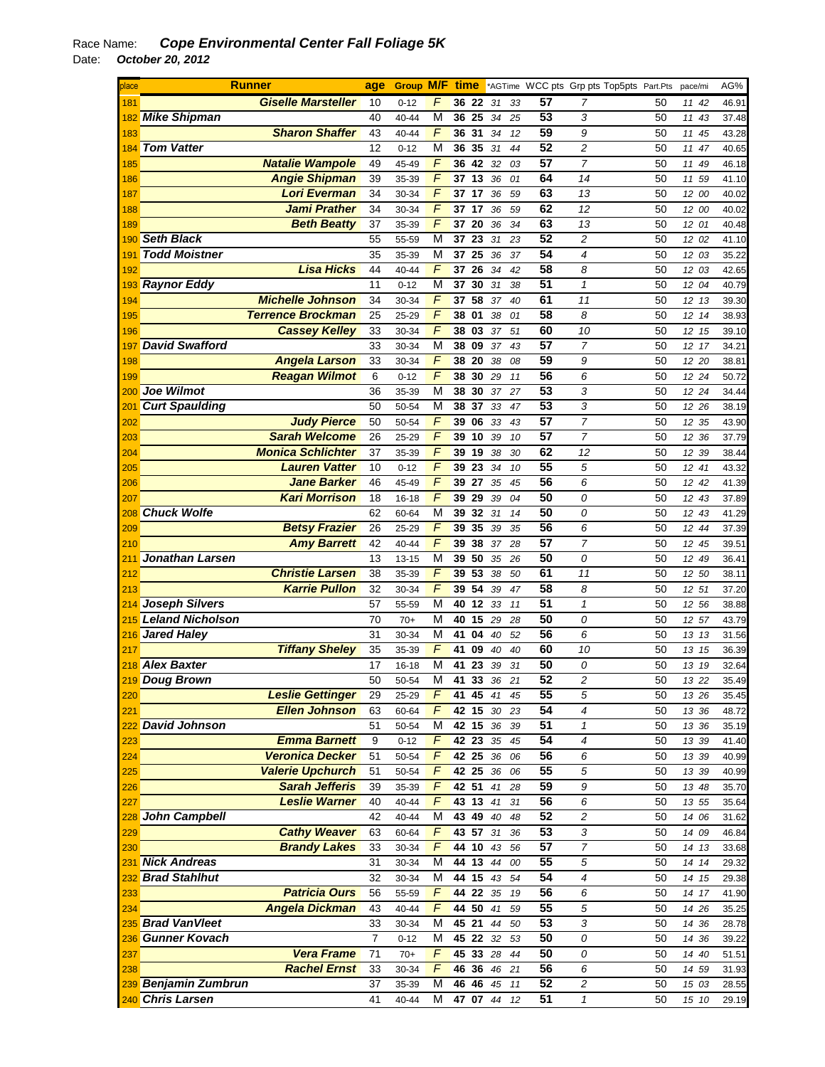Race Name: ***Cope Environmental Center Fall Foliage 5K***

Date: ***October 20, 2012***

| place | Runner | age | Group | M/F | time | *AGTime | WCC pts | Grp pts | Top5pts | Part.Pts | pace/mi | AG% |
|---|---|---|---|---|---|---|---|---|---|---|---|---|
| 181 | Giselle Marsteller | 10 | 0-12 | F | 36 22 | 31 33 | 57 | 7 | | 50 | 11 42 | 46.91 |
| 182 | Mike Shipman | 40 | 40-44 | M | 36 25 | 34 25 | 53 | 3 | | 50 | 11 43 | 37.48 |
| 183 | Sharon Shaffer | 43 | 40-44 | F | 36 31 | 34 12 | 59 | 9 | | 50 | 11 45 | 43.28 |
| 184 | Tom Vatter | 12 | 0-12 | M | 36 35 | 31 44 | 52 | 2 | | 50 | 11 47 | 40.65 |
| 185 | Natalie Wampole | 49 | 45-49 | F | 36 42 | 32 03 | 57 | 7 | | 50 | 11 49 | 46.18 |
| 186 | Angie Shipman | 39 | 35-39 | F | 37 13 | 36 01 | 64 | 14 | | 50 | 11 59 | 41.10 |
| 187 | Lori Everman | 34 | 30-34 | F | 37 17 | 36 59 | 63 | 13 | | 50 | 12 00 | 40.02 |
| 188 | Jami Prather | 34 | 30-34 | F | 37 17 | 36 59 | 62 | 12 | | 50 | 12 00 | 40.02 |
| 189 | Beth Beatty | 37 | 35-39 | F | 37 20 | 36 34 | 63 | 13 | | 50 | 12 01 | 40.48 |
| 190 | Seth Black | 55 | 55-59 | M | 37 23 | 31 23 | 52 | 2 | | 50 | 12 02 | 41.10 |
| 191 | Todd Moistner | 35 | 35-39 | M | 37 25 | 36 37 | 54 | 4 | | 50 | 12 03 | 35.22 |
| 192 | Lisa Hicks | 44 | 40-44 | F | 37 26 | 34 42 | 58 | 8 | | 50 | 12 03 | 42.65 |
| 193 | Raynor Eddy | 11 | 0-12 | M | 37 30 | 31 38 | 51 | 1 | | 50 | 12 04 | 40.79 |
| 194 | Michelle Johnson | 34 | 30-34 | F | 37 58 | 37 40 | 61 | 11 | | 50 | 12 13 | 39.30 |
| 195 | Terrence Brockman | 25 | 25-29 | F | 38 01 | 38 01 | 58 | 8 | | 50 | 12 14 | 38.93 |
| 196 | Cassey Kelley | 33 | 30-34 | F | 38 03 | 37 51 | 60 | 10 | | 50 | 12 15 | 39.10 |
| 197 | David Swafford | 33 | 30-34 | M | 38 09 | 37 43 | 57 | 7 | | 50 | 12 17 | 34.21 |
| 198 | Angela Larson | 33 | 30-34 | F | 38 20 | 38 08 | 59 | 9 | | 50 | 12 20 | 38.81 |
| 199 | Reagan Wilmot | 6 | 0-12 | F | 38 30 | 29 11 | 56 | 6 | | 50 | 12 24 | 50.72 |
| 200 | Joe Wilmot | 36 | 35-39 | M | 38 30 | 37 27 | 53 | 3 | | 50 | 12 24 | 34.44 |
| 201 | Curt Spaulding | 50 | 50-54 | M | 38 37 | 33 47 | 53 | 3 | | 50 | 12 26 | 38.19 |
| 202 | Judy Pierce | 50 | 50-54 | F | 39 06 | 33 43 | 57 | 7 | | 50 | 12 35 | 43.90 |
| 203 | Sarah Welcome | 26 | 25-29 | F | 39 10 | 39 10 | 57 | 7 | | 50 | 12 36 | 37.79 |
| 204 | Monica Schlichter | 37 | 35-39 | F | 39 19 | 38 30 | 62 | 12 | | 50 | 12 39 | 38.44 |
| 205 | Lauren Vatter | 10 | 0-12 | F | 39 23 | 34 10 | 55 | 5 | | 50 | 12 41 | 43.32 |
| 206 | Jane Barker | 46 | 45-49 | F | 39 27 | 35 45 | 56 | 6 | | 50 | 12 42 | 41.39 |
| 207 | Kari Morrison | 18 | 16-18 | F | 39 29 | 39 04 | 50 | 0 | | 50 | 12 43 | 37.89 |
| 208 | Chuck Wolfe | 62 | 60-64 | M | 39 32 | 31 14 | 50 | 0 | | 50 | 12 43 | 41.29 |
| 209 | Betsy Frazier | 26 | 25-29 | F | 39 35 | 39 35 | 56 | 6 | | 50 | 12 44 | 37.39 |
| 210 | Amy Barrett | 42 | 40-44 | F | 39 38 | 37 28 | 57 | 7 | | 50 | 12 45 | 39.51 |
| 211 | Jonathan Larsen | 13 | 13-15 | M | 39 50 | 35 26 | 50 | 0 | | 50 | 12 49 | 36.41 |
| 212 | Christie Larsen | 38 | 35-39 | F | 39 53 | 38 50 | 61 | 11 | | 50 | 12 50 | 38.11 |
| 213 | Karrie Pullon | 32 | 30-34 | F | 39 54 | 39 47 | 58 | 8 | | 50 | 12 51 | 37.20 |
| 214 | Joseph Silvers | 57 | 55-59 | M | 40 12 | 33 11 | 51 | 1 | | 50 | 12 56 | 38.88 |
| 215 | Leland Nicholson | 70 | 70+ | M | 40 15 | 29 28 | 50 | 0 | | 50 | 12 57 | 43.79 |
| 216 | Jared Haley | 31 | 30-34 | M | 41 04 | 40 52 | 56 | 6 | | 50 | 13 13 | 31.56 |
| 217 | Tiffany Sheley | 35 | 35-39 | F | 41 09 | 40 40 | 60 | 10 | | 50 | 13 15 | 36.39 |
| 218 | Alex Baxter | 17 | 16-18 | M | 41 23 | 39 31 | 50 | 0 | | 50 | 13 19 | 32.64 |
| 219 | Doug Brown | 50 | 50-54 | M | 41 33 | 36 21 | 52 | 2 | | 50 | 13 22 | 35.49 |
| 220 | Leslie Gettinger | 29 | 25-29 | F | 41 45 | 41 45 | 55 | 5 | | 50 | 13 26 | 35.45 |
| 221 | Ellen Johnson | 63 | 60-64 | F | 42 15 | 30 23 | 54 | 4 | | 50 | 13 36 | 48.72 |
| 222 | David Johnson | 51 | 50-54 | M | 42 15 | 36 39 | 51 | 1 | | 50 | 13 36 | 35.19 |
| 223 | Emma Barnett | 9 | 0-12 | F | 42 23 | 35 45 | 54 | 4 | | 50 | 13 39 | 41.40 |
| 224 | Veronica Decker | 51 | 50-54 | F | 42 25 | 36 06 | 56 | 6 | | 50 | 13 39 | 40.99 |
| 225 | Valerie Upchurch | 51 | 50-54 | F | 42 25 | 36 06 | 55 | 5 | | 50 | 13 39 | 40.99 |
| 226 | Sarah Jefferis | 39 | 35-39 | F | 42 51 | 41 28 | 59 | 9 | | 50 | 13 48 | 35.70 |
| 227 | Leslie Warner | 40 | 40-44 | F | 43 13 | 41 31 | 56 | 6 | | 50 | 13 55 | 35.64 |
| 228 | John Campbell | 42 | 40-44 | M | 43 49 | 40 48 | 52 | 2 | | 50 | 14 06 | 31.62 |
| 229 | Cathy Weaver | 63 | 60-64 | F | 43 57 | 31 36 | 53 | 3 | | 50 | 14 09 | 46.84 |
| 230 | Brandy Lakes | 33 | 30-34 | F | 44 10 | 43 56 | 57 | 7 | | 50 | 14 13 | 33.68 |
| 231 | Nick Andreas | 31 | 30-34 | M | 44 13 | 44 00 | 55 | 5 | | 50 | 14 14 | 29.32 |
| 232 | Brad Stahlhut | 32 | 30-34 | M | 44 15 | 43 54 | 54 | 4 | | 50 | 14 15 | 29.38 |
| 233 | Patricia Ours | 56 | 55-59 | F | 44 22 | 35 19 | 56 | 6 | | 50 | 14 17 | 41.90 |
| 234 | Angela Dickman | 43 | 40-44 | F | 44 50 | 41 59 | 55 | 5 | | 50 | 14 26 | 35.25 |
| 235 | Brad VanVleet | 33 | 30-34 | M | 45 21 | 44 50 | 53 | 3 | | 50 | 14 36 | 28.78 |
| 236 | Gunner Kovach | 7 | 0-12 | M | 45 22 | 32 53 | 50 | 0 | | 50 | 14 36 | 39.22 |
| 237 | Vera Frame | 71 | 70+ | F | 45 33 | 28 44 | 50 | 0 | | 50 | 14 40 | 51.51 |
| 238 | Rachel Ernst | 33 | 30-34 | F | 46 36 | 46 21 | 56 | 6 | | 50 | 14 59 | 31.93 |
| 239 | Benjamin Zumbrun | 37 | 35-39 | M | 46 46 | 45 11 | 52 | 2 | | 50 | 15 03 | 28.55 |
| 240 | Chris Larsen | 41 | 40-44 | M | 47 07 | 44 12 | 51 | 1 | | 50 | 15 10 | 29.19 |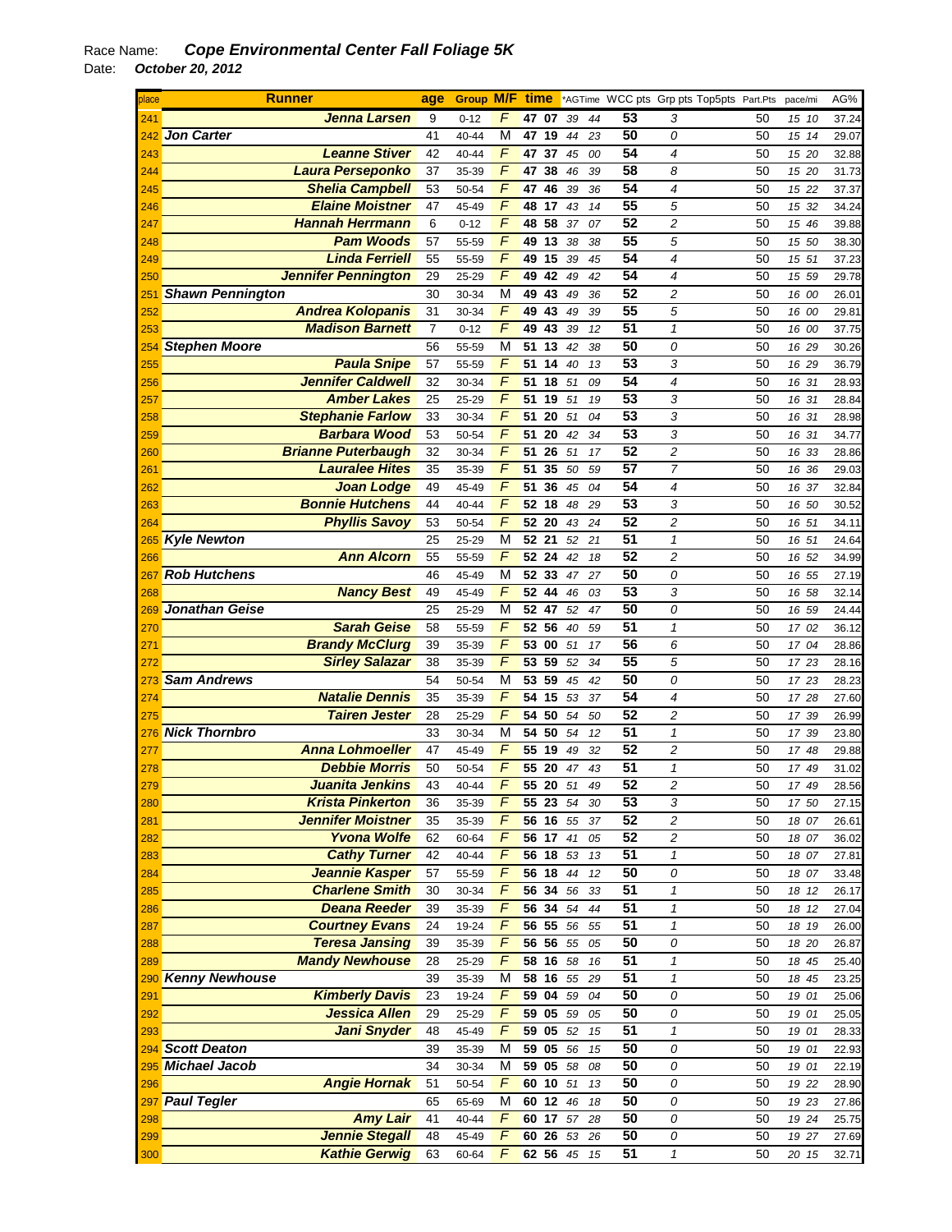Race Name: ***Cope Environmental Center Fall Foliage 5K***

Date: ***October 20, 2012***

| place | Runner | age | Group | M/F | time | | *AGTime | | WCC pts | Grp pts | Top5pts | Part.Pts | pace/mi | AG% |
|---|---|---|---|---|---|---|---|---|---|---|---|---|---|---|
| 241 | Jenna Larsen | 9 | 0-12 | F | 47 | 07 | 39 | 44 | 53 | 3 | | 50 | 15 10 | 37.24 |
| 242 | Jon Carter | 41 | 40-44 | M | 47 | 19 | 44 | 23 | 50 | 0 | | 50 | 15 14 | 29.07 |
| 243 | Leanne Stiver | 42 | 40-44 | F | 47 | 37 | 45 | 00 | 54 | 4 | | 50 | 15 20 | 32.88 |
| 244 | Laura Perseponko | 37 | 35-39 | F | 47 | 38 | 46 | 39 | 58 | 8 | | 50 | 15 20 | 31.73 |
| 245 | Shelia Campbell | 53 | 50-54 | F | 47 | 46 | 39 | 36 | 54 | 4 | | 50 | 15 22 | 37.37 |
| 246 | Elaine Moistner | 47 | 45-49 | F | 48 | 17 | 43 | 14 | 55 | 5 | | 50 | 15 32 | 34.24 |
| 247 | Hannah Herrmann | 6 | 0-12 | F | 48 | 58 | 37 | 07 | 52 | 2 | | 50 | 15 46 | 39.88 |
| 248 | Pam Woods | 57 | 55-59 | F | 49 | 13 | 38 | 38 | 55 | 5 | | 50 | 15 50 | 38.30 |
| 249 | Linda Ferriell | 55 | 55-59 | F | 49 | 15 | 39 | 45 | 54 | 4 | | 50 | 15 51 | 37.23 |
| 250 | Jennifer Pennington | 29 | 25-29 | F | 49 | 42 | 49 | 42 | 54 | 4 | | 50 | 15 59 | 29.78 |
| 251 | Shawn Pennington | 30 | 30-34 | M | 49 | 43 | 49 | 36 | 52 | 2 | | 50 | 16 00 | 26.01 |
| 252 | Andrea Kolopanis | 31 | 30-34 | F | 49 | 43 | 49 | 39 | 55 | 5 | | 50 | 16 00 | 29.81 |
| 253 | Madison Barnett | 7 | 0-12 | F | 49 | 43 | 39 | 12 | 51 | 1 | | 50 | 16 00 | 37.75 |
| 254 | Stephen Moore | 56 | 55-59 | M | 51 | 13 | 42 | 38 | 50 | 0 | | 50 | 16 29 | 30.26 |
| 255 | Paula Snipe | 57 | 55-59 | F | 51 | 14 | 40 | 13 | 53 | 3 | | 50 | 16 29 | 36.79 |
| 256 | Jennifer Caldwell | 32 | 30-34 | F | 51 | 18 | 51 | 09 | 54 | 4 | | 50 | 16 31 | 28.93 |
| 257 | Amber Lakes | 25 | 25-29 | F | 51 | 19 | 51 | 19 | 53 | 3 | | 50 | 16 31 | 28.84 |
| 258 | Stephanie Farlow | 33 | 30-34 | F | 51 | 20 | 51 | 04 | 53 | 3 | | 50 | 16 31 | 28.98 |
| 259 | Barbara Wood | 53 | 50-54 | F | 51 | 20 | 42 | 34 | 53 | 3 | | 50 | 16 31 | 34.77 |
| 260 | Brianne Puterbaugh | 32 | 30-34 | F | 51 | 26 | 51 | 17 | 52 | 2 | | 50 | 16 33 | 28.86 |
| 261 | Lauralee Hites | 35 | 35-39 | F | 51 | 35 | 50 | 59 | 57 | 7 | | 50 | 16 36 | 29.03 |
| 262 | Joan Lodge | 49 | 45-49 | F | 51 | 36 | 45 | 04 | 54 | 4 | | 50 | 16 37 | 32.84 |
| 263 | Bonnie Hutchens | 44 | 40-44 | F | 52 | 18 | 48 | 29 | 53 | 3 | | 50 | 16 50 | 30.52 |
| 264 | Phyllis Savoy | 53 | 50-54 | F | 52 | 20 | 43 | 24 | 52 | 2 | | 50 | 16 51 | 34.11 |
| 265 | Kyle Newton | 25 | 25-29 | M | 52 | 21 | 52 | 21 | 51 | 1 | | 50 | 16 51 | 24.64 |
| 266 | Ann Alcorn | 55 | 55-59 | F | 52 | 24 | 42 | 18 | 52 | 2 | | 50 | 16 52 | 34.99 |
| 267 | Rob Hutchens | 46 | 45-49 | M | 52 | 33 | 47 | 27 | 50 | 0 | | 50 | 16 55 | 27.19 |
| 268 | Nancy Best | 49 | 45-49 | F | 52 | 44 | 46 | 03 | 53 | 3 | | 50 | 16 58 | 32.14 |
| 269 | Jonathan Geise | 25 | 25-29 | M | 52 | 47 | 52 | 47 | 50 | 0 | | 50 | 16 59 | 24.44 |
| 270 | Sarah Geise | 58 | 55-59 | F | 52 | 56 | 40 | 59 | 51 | 1 | | 50 | 17 02 | 36.12 |
| 271 | Brandy McClurg | 39 | 35-39 | F | 53 | 00 | 51 | 17 | 56 | 6 | | 50 | 17 04 | 28.86 |
| 272 | Sirley Salazar | 38 | 35-39 | F | 53 | 59 | 52 | 34 | 55 | 5 | | 50 | 17 23 | 28.16 |
| 273 | Sam Andrews | 54 | 50-54 | M | 53 | 59 | 45 | 42 | 50 | 0 | | 50 | 17 23 | 28.23 |
| 274 | Natalie Dennis | 35 | 35-39 | F | 54 | 15 | 53 | 37 | 54 | 4 | | 50 | 17 28 | 27.60 |
| 275 | Tairen Jester | 28 | 25-29 | F | 54 | 50 | 54 | 50 | 52 | 2 | | 50 | 17 39 | 26.99 |
| 276 | Nick Thornbro | 33 | 30-34 | M | 54 | 50 | 54 | 12 | 51 | 1 | | 50 | 17 39 | 23.80 |
| 277 | Anna Lohmoeller | 47 | 45-49 | F | 55 | 19 | 49 | 32 | 52 | 2 | | 50 | 17 48 | 29.88 |
| 278 | Debbie Morris | 50 | 50-54 | F | 55 | 20 | 47 | 43 | 51 | 1 | | 50 | 17 49 | 31.02 |
| 279 | Juanita Jenkins | 43 | 40-44 | F | 55 | 20 | 51 | 49 | 52 | 2 | | 50 | 17 49 | 28.56 |
| 280 | Krista Pinkerton | 36 | 35-39 | F | 55 | 23 | 54 | 30 | 53 | 3 | | 50 | 17 50 | 27.15 |
| 281 | Jennifer Moistner | 35 | 35-39 | F | 56 | 16 | 55 | 37 | 52 | 2 | | 50 | 18 07 | 26.61 |
| 282 | Yvona Wolfe | 62 | 60-64 | F | 56 | 17 | 41 | 05 | 52 | 2 | | 50 | 18 07 | 36.02 |
| 283 | Cathy Turner | 42 | 40-44 | F | 56 | 18 | 53 | 13 | 51 | 1 | | 50 | 18 07 | 27.81 |
| 284 | Jeannie Kasper | 57 | 55-59 | F | 56 | 18 | 44 | 12 | 50 | 0 | | 50 | 18 07 | 33.48 |
| 285 | Charlene Smith | 30 | 30-34 | F | 56 | 34 | 56 | 33 | 51 | 1 | | 50 | 18 12 | 26.17 |
| 286 | Deana Reeder | 39 | 35-39 | F | 56 | 34 | 54 | 44 | 51 | 1 | | 50 | 18 12 | 27.04 |
| 287 | Courtney Evans | 24 | 19-24 | F | 56 | 55 | 56 | 55 | 51 | 1 | | 50 | 18 19 | 26.00 |
| 288 | Teresa Jansing | 39 | 35-39 | F | 56 | 56 | 55 | 05 | 50 | 0 | | 50 | 18 20 | 26.87 |
| 289 | Mandy Newhouse | 28 | 25-29 | F | 58 | 16 | 58 | 16 | 51 | 1 | | 50 | 18 45 | 25.40 |
| 290 | Kenny Newhouse | 39 | 35-39 | M | 58 | 16 | 55 | 29 | 51 | 1 | | 50 | 18 45 | 23.25 |
| 291 | Kimberly Davis | 23 | 19-24 | F | 59 | 04 | 59 | 04 | 50 | 0 | | 50 | 19 01 | 25.06 |
| 292 | Jessica Allen | 29 | 25-29 | F | 59 | 05 | 59 | 05 | 50 | 0 | | 50 | 19 01 | 25.05 |
| 293 | Jani Snyder | 48 | 45-49 | F | 59 | 05 | 52 | 15 | 51 | 1 | | 50 | 19 01 | 28.33 |
| 294 | Scott Deaton | 39 | 35-39 | M | 59 | 05 | 56 | 15 | 50 | 0 | | 50 | 19 01 | 22.93 |
| 295 | Michael Jacob | 34 | 30-34 | M | 59 | 05 | 58 | 08 | 50 | 0 | | 50 | 19 01 | 22.19 |
| 296 | Angie Hornak | 51 | 50-54 | F | 60 | 10 | 51 | 13 | 50 | 0 | | 50 | 19 22 | 28.90 |
| 297 | Paul Tegler | 65 | 65-69 | M | 60 | 12 | 46 | 18 | 50 | 0 | | 50 | 19 23 | 27.86 |
| 298 | Amy Lair | 41 | 40-44 | F | 60 | 17 | 57 | 28 | 50 | 0 | | 50 | 19 24 | 25.75 |
| 299 | Jennie Stegall | 48 | 45-49 | F | 60 | 26 | 53 | 26 | 50 | 0 | | 50 | 19 27 | 27.69 |
| 300 | Kathie Gerwig | 63 | 60-64 | F | 62 | 56 | 45 | 15 | 51 | 1 | | 50 | 20 15 | 32.71 |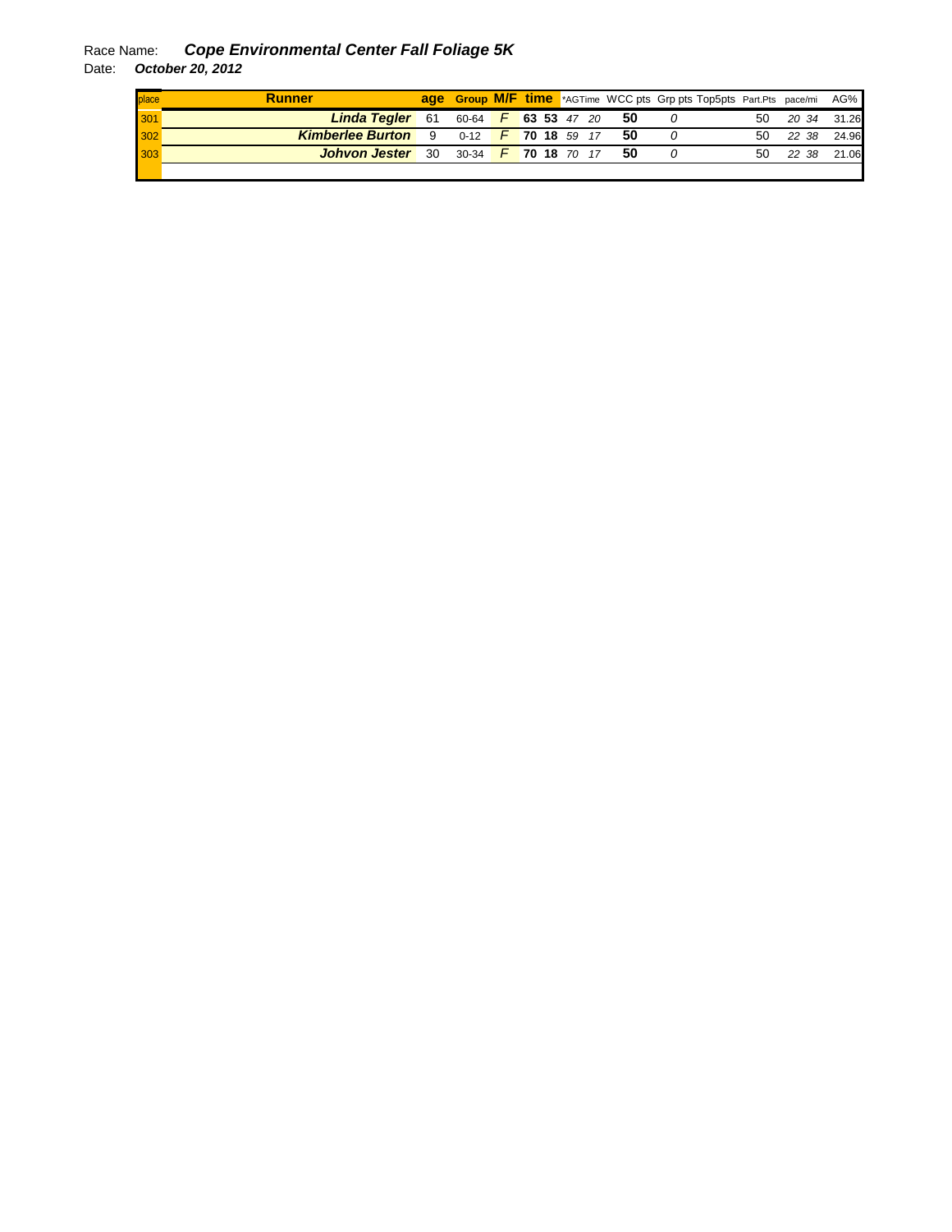Race Name: ***Cope Environmental Center Fall Foliage 5K***

Date: ***October 20, 2012***

| place | Runner | age | Group | M/F | time | *AGTime | WCC pts | Grp pts | Top5pts | Part.Pts | pace/mi | AG% |
|---|---|---|---|---|---|---|---|---|---|---|---|---|
| 301 | ***Linda Tegler*** | 61 | 60-64 | *F* | **63 53** | *47 20* | **50** | *0* | | 50 | *20 34* | 31.26 |
| 302 | ***Kimberlee Burton*** | 9 | 0-12 | *F* | **70 18** | *59 17* | **50** | *0* | | 50 | *22 38* | 24.96 |
| 303 | ***Johvon Jester*** | 30 | 30-34 | *F* | **70 18** | *70 17* | **50** | *0* | | 50 | *22 38* | 21.06 |